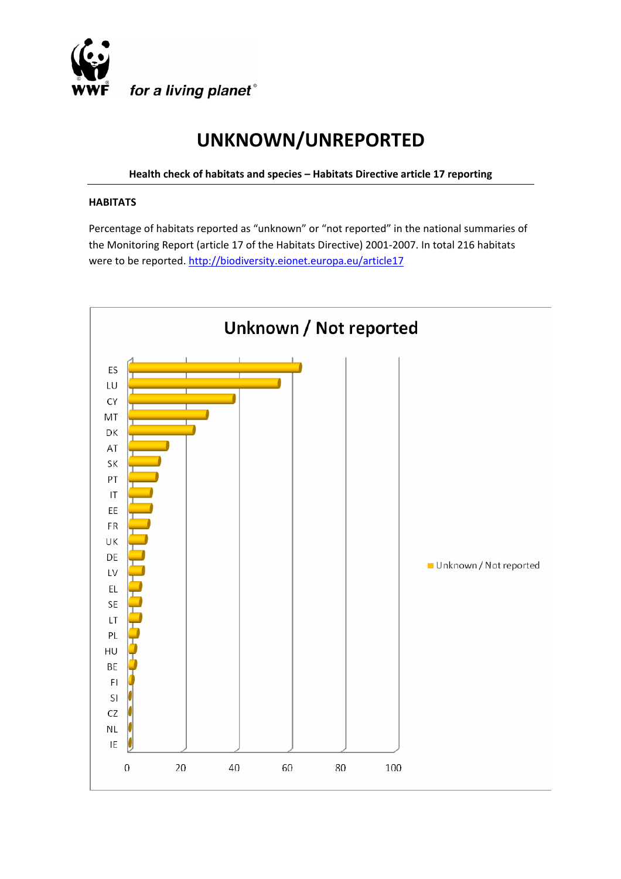WWF *for a living planet®*

# UNKNOWN/UNREPORTED

**Health check of habitats and species – Habitats Directive article 17 reporting**

**HABITATS**

Percentage of habitats reported as "unknown" or "not reported" in the national summaries of the Monitoring Report (article 17 of the Habitats Directive) 2001-2007. In total 216 habitats were to be reported. http://biodiversity.eionet.europa.eu/article17

Unknown / Not reported

ES, LU, CY, MT, DK, AT, SK, PT, IT, EE, FR, UK, DE, LV, EL, SE, LT, PL, HU, BE, FI, SI, CZ, NL, IE

0 20 40 60 80 100

Unknown / Not reported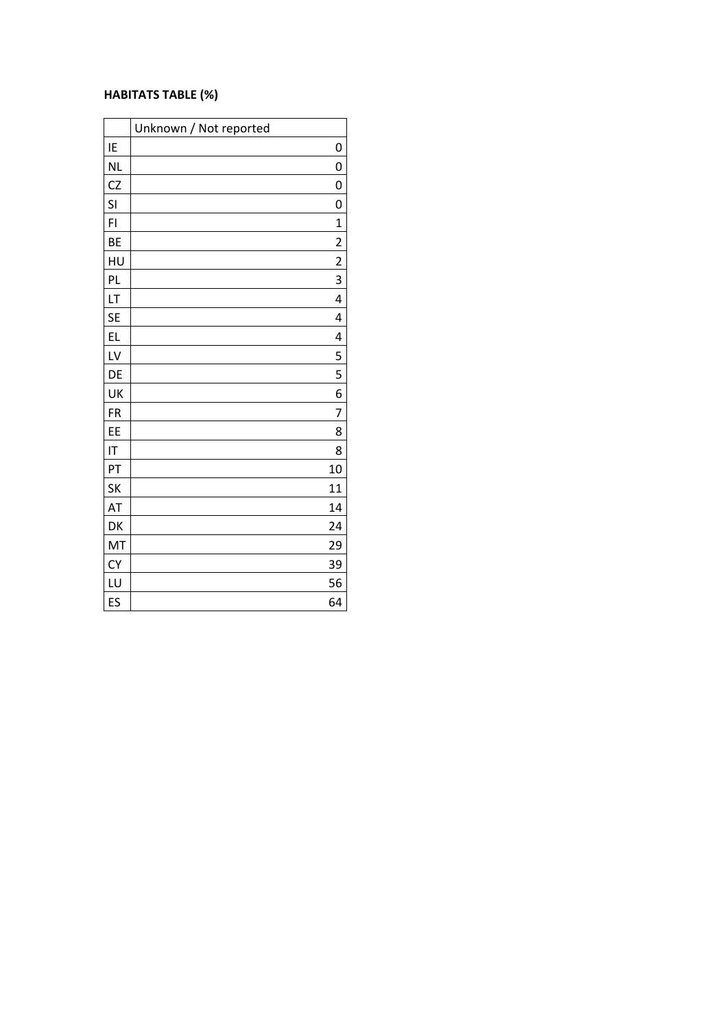**HABITATS TABLE (%)**

| | Unknown / Not reported |
|---|---|
| IE | 0 |
| NL | 0 |
| CZ | 0 |
| SI | 0 |
| FI | 1 |
| BE | 2 |
| HU | 2 |
| PL | 3 |
| LT | 4 |
| SE | 4 |
| EL | 4 |
| LV | 5 |
| DE | 5 |
| UK | 6 |
| FR | 7 |
| EE | 8 |
| IT | 8 |
| PT | 10 |
| SK | 11 |
| AT | 14 |
| DK | 24 |
| MT | 29 |
| CY | 39 |
| LU | 56 |
| ES | 64 |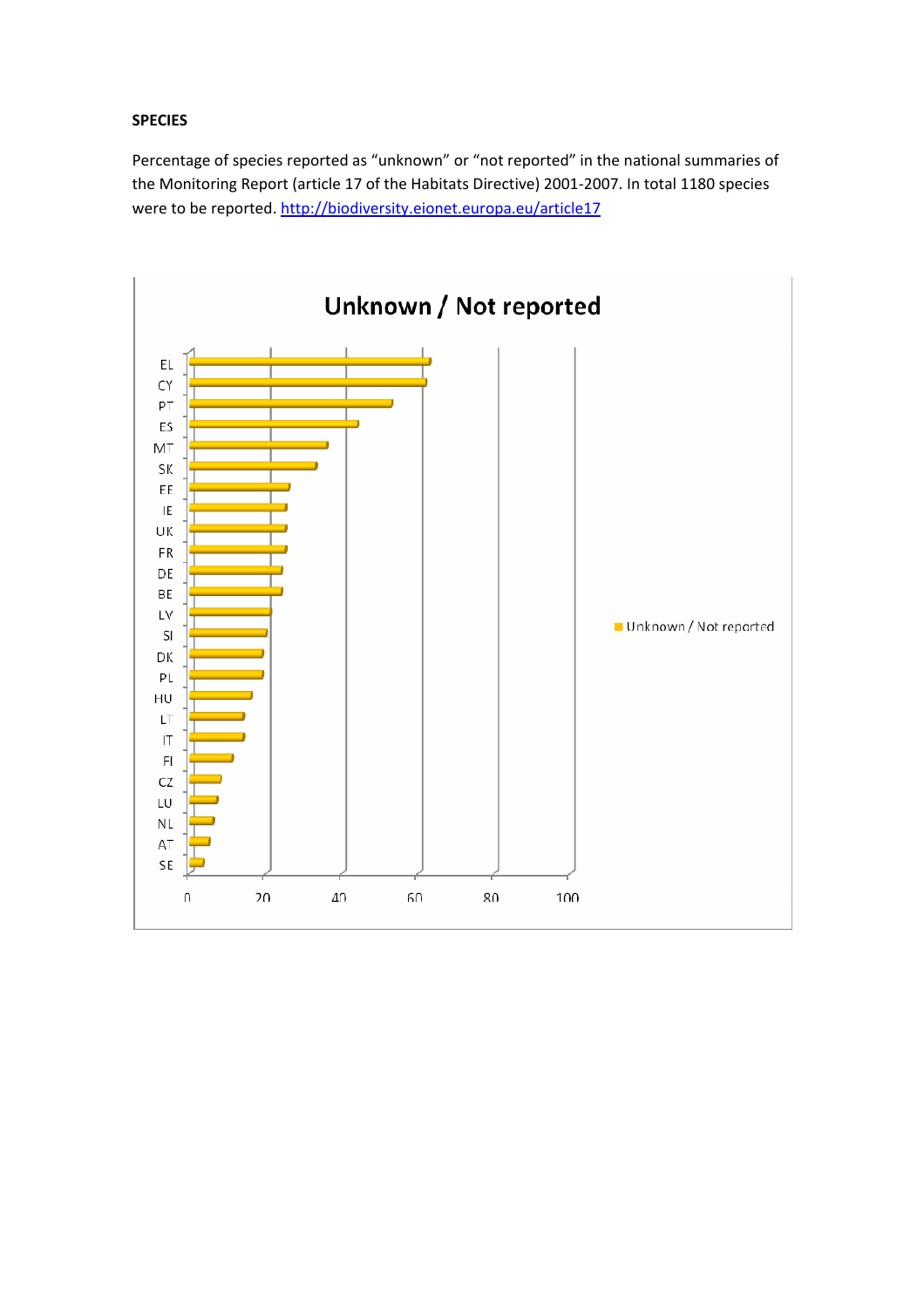**SPECIES**

Percentage of species reported as “unknown” or “not reported” in the national summaries of the Monitoring Report (article 17 of the Habitats Directive) 2001-2007. In total 1180 species were to be reported. http://biodiversity.eionet.europa.eu/article17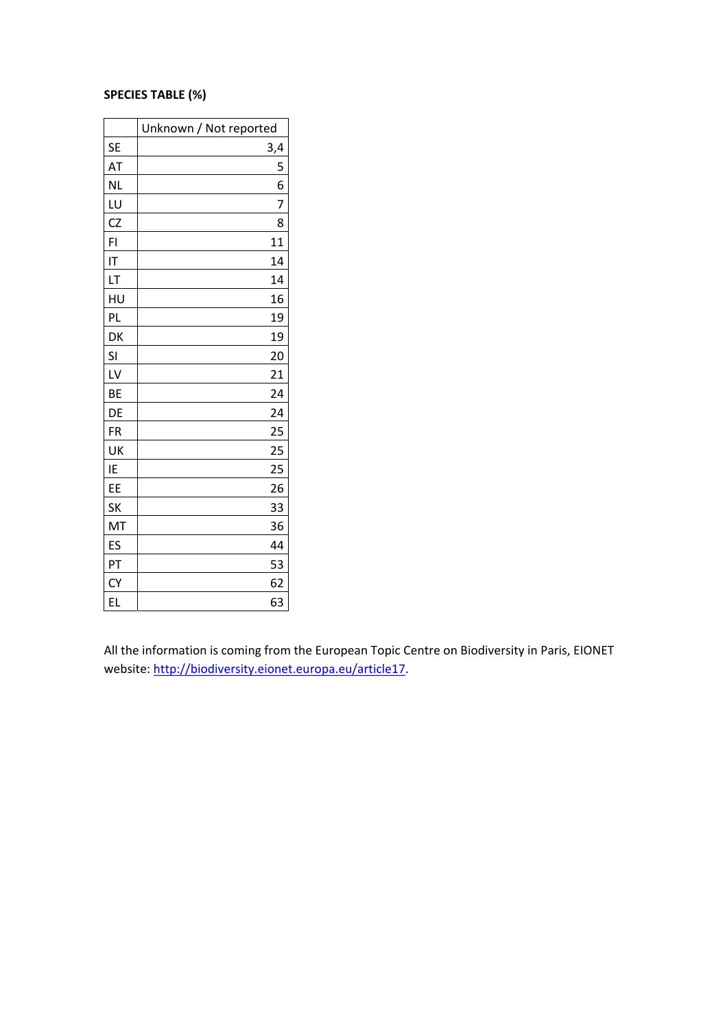**SPECIES TABLE (%)**

| | Unknown / Not reported |
|---|---|
| SE | 3,4 |
| AT | 5 |
| NL | 6 |
| LU | 7 |
| CZ | 8 |
| FI | 11 |
| IT | 14 |
| LT | 14 |
| HU | 16 |
| PL | 19 |
| DK | 19 |
| SI | 20 |
| LV | 21 |
| BE | 24 |
| DE | 24 |
| FR | 25 |
| UK | 25 |
| IE | 25 |
| EE | 26 |
| SK | 33 |
| MT | 36 |
| ES | 44 |
| PT | 53 |
| CY | 62 |
| EL | 63 |

All the information is coming from the European Topic Centre on Biodiversity in Paris, EIONET website: http://biodiversity.eionet.europa.eu/article17.